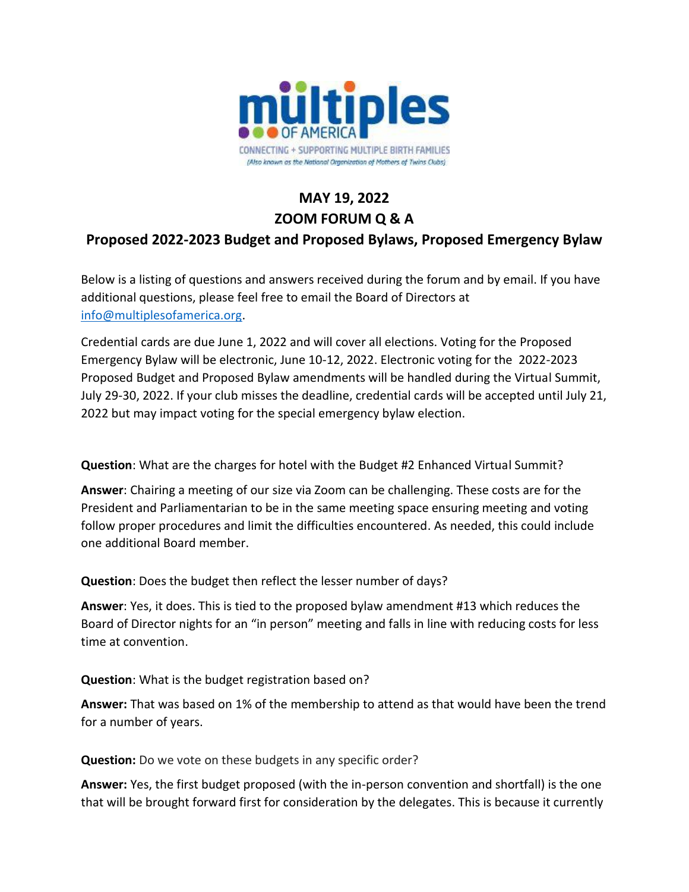multiples OF AMERICA

CONNECTING + SUPPORTING MULTIPLE BIRTH FAMILIES

*(Also known as the National Organization of Mothers of Twins Clubs)*

# MAY 19, 2022
# ZOOM FORUM Q & A
## Proposed 2022-2023 Budget and Proposed Bylaws, Proposed Emergency Bylaw

Below is a listing of questions and answers received during the forum and by email. If you have additional questions, please feel free to email the Board of Directors at [info@multiplesofamerica.org](mailto:info@multiplesofamerica.org).

Credential cards are due June 1, 2022 and will cover all elections. Voting for the Proposed Emergency Bylaw will be electronic, June 10-12, 2022. Electronic voting for the 2022-2023 Proposed Budget and Proposed Bylaw amendments will be handled during the Virtual Summit, July 29-30, 2022. If your club misses the deadline, credential cards will be accepted until July 21, 2022 but may impact voting for the special emergency bylaw election.

**Question**: What are the charges for hotel with the Budget #2 Enhanced Virtual Summit?

**Answer**: Chairing a meeting of our size via Zoom can be challenging. These costs are for the President and Parliamentarian to be in the same meeting space ensuring meeting and voting follow proper procedures and limit the difficulties encountered. As needed, this could include one additional Board member.

**Question**: Does the budget then reflect the lesser number of days?

**Answer**: Yes, it does. This is tied to the proposed bylaw amendment #13 which reduces the Board of Director nights for an "in person" meeting and falls in line with reducing costs for less time at convention.

**Question**: What is the budget registration based on?

**Answer:** That was based on 1% of the membership to attend as that would have been the trend for a number of years.

**Question:** Do we vote on these budgets in any specific order?

**Answer:** Yes, the first budget proposed (with the in-person convention and shortfall) is the one that will be brought forward first for consideration by the delegates. This is because it currently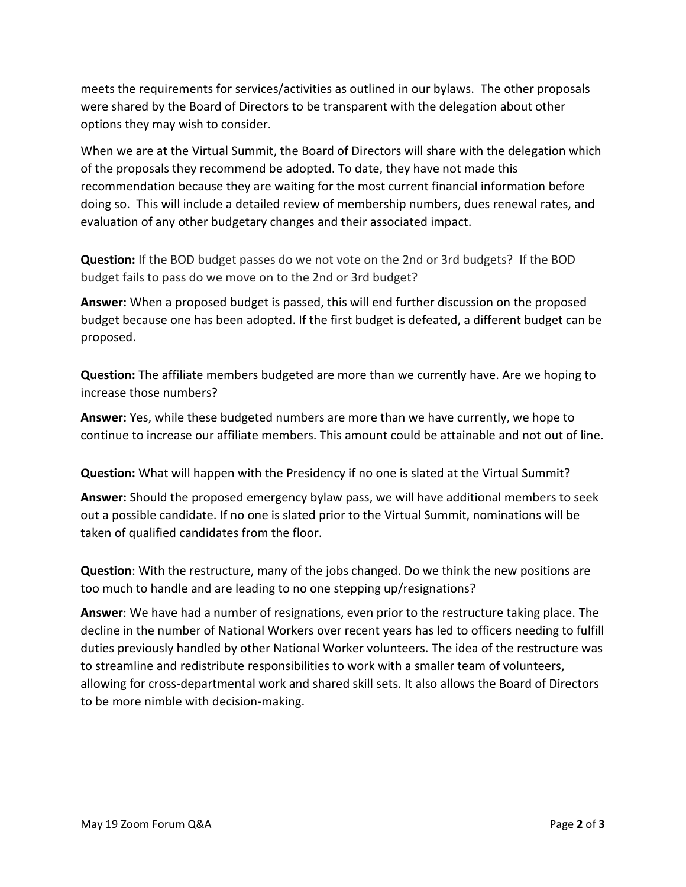meets the requirements for services/activities as outlined in our bylaws. The other proposals were shared by the Board of Directors to be transparent with the delegation about other options they may wish to consider.

When we are at the Virtual Summit, the Board of Directors will share with the delegation which of the proposals they recommend be adopted. To date, they have not made this recommendation because they are waiting for the most current financial information before doing so. This will include a detailed review of membership numbers, dues renewal rates, and evaluation of any other budgetary changes and their associated impact.

**Question:** If the BOD budget passes do we not vote on the 2nd or 3rd budgets? If the BOD budget fails to pass do we move on to the 2nd or 3rd budget?

**Answer:** When a proposed budget is passed, this will end further discussion on the proposed budget because one has been adopted. If the first budget is defeated, a different budget can be proposed.

**Question:** The affiliate members budgeted are more than we currently have. Are we hoping to increase those numbers?

**Answer:** Yes, while these budgeted numbers are more than we have currently, we hope to continue to increase our affiliate members. This amount could be attainable and not out of line.

**Question:** What will happen with the Presidency if no one is slated at the Virtual Summit?

**Answer:** Should the proposed emergency bylaw pass, we will have additional members to seek out a possible candidate. If no one is slated prior to the Virtual Summit, nominations will be taken of qualified candidates from the floor.

**Question**: With the restructure, many of the jobs changed. Do we think the new positions are too much to handle and are leading to no one stepping up/resignations?

**Answer**: We have had a number of resignations, even prior to the restructure taking place. The decline in the number of National Workers over recent years has led to officers needing to fulfill duties previously handled by other National Worker volunteers. The idea of the restructure was to streamline and redistribute responsibilities to work with a smaller team of volunteers, allowing for cross-departmental work and shared skill sets. It also allows the Board of Directors to be more nimble with decision-making.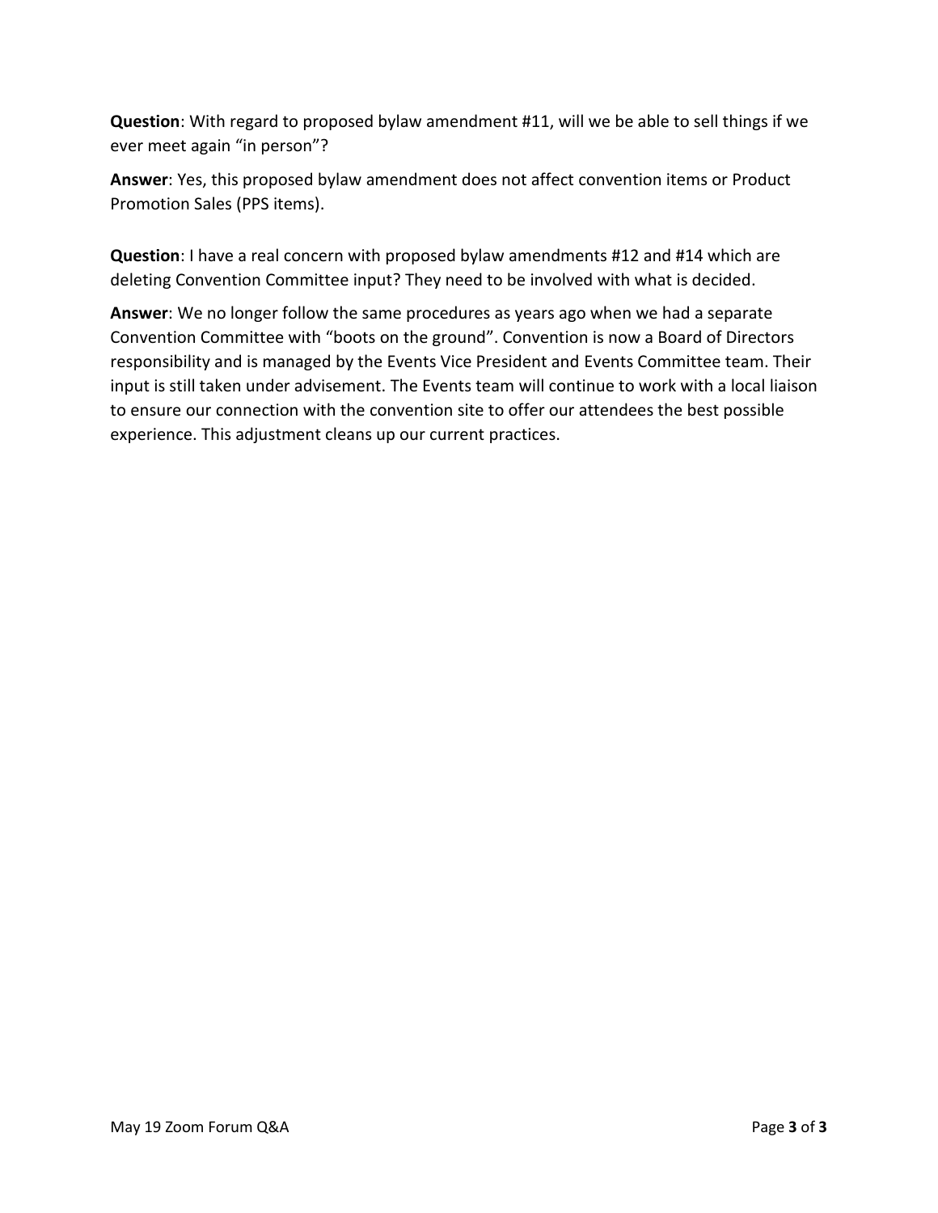**Question**: With regard to proposed bylaw amendment #11, will we be able to sell things if we ever meet again "in person"?

**Answer**: Yes, this proposed bylaw amendment does not affect convention items or Product Promotion Sales (PPS items).

**Question**: I have a real concern with proposed bylaw amendments #12 and #14 which are deleting Convention Committee input? They need to be involved with what is decided.

**Answer**: We no longer follow the same procedures as years ago when we had a separate Convention Committee with "boots on the ground". Convention is now a Board of Directors responsibility and is managed by the Events Vice President and Events Committee team. Their input is still taken under advisement. The Events team will continue to work with a local liaison to ensure our connection with the convention site to offer our attendees the best possible experience. This adjustment cleans up our current practices.